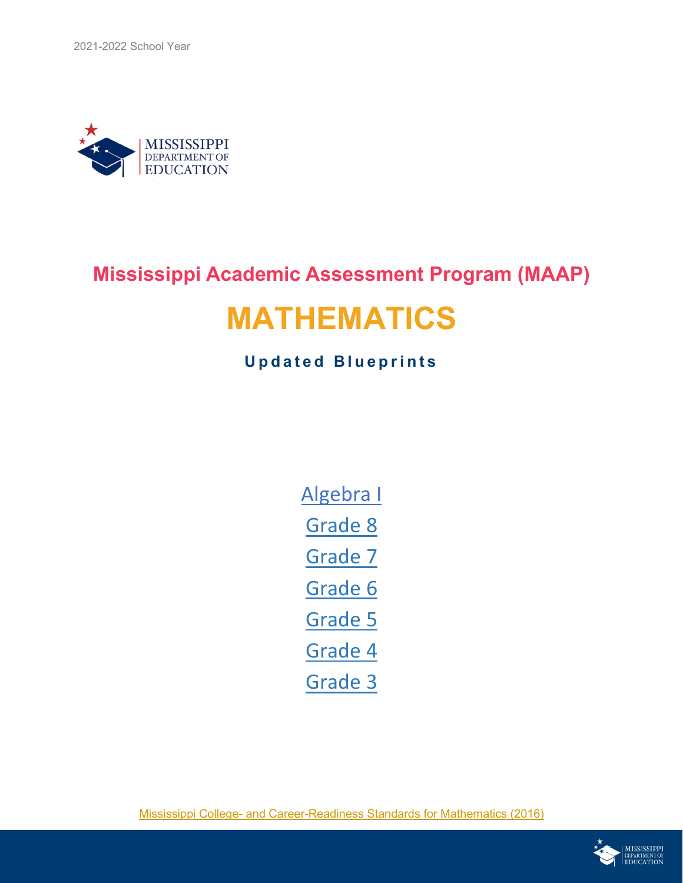2021-2022 School Year

MISSISSIPPI DEPARTMENT OF EDUCATION

# Mississippi Academic Assessment Program (MAAP)

# MATHEMATICS

### Updated Blueprints

Algebra I

Grade 8

Grade 7

Grade 6

Grade 5

Grade 4

Grade 3

Mississippi College- and Career-Readiness Standards for Mathematics (2016)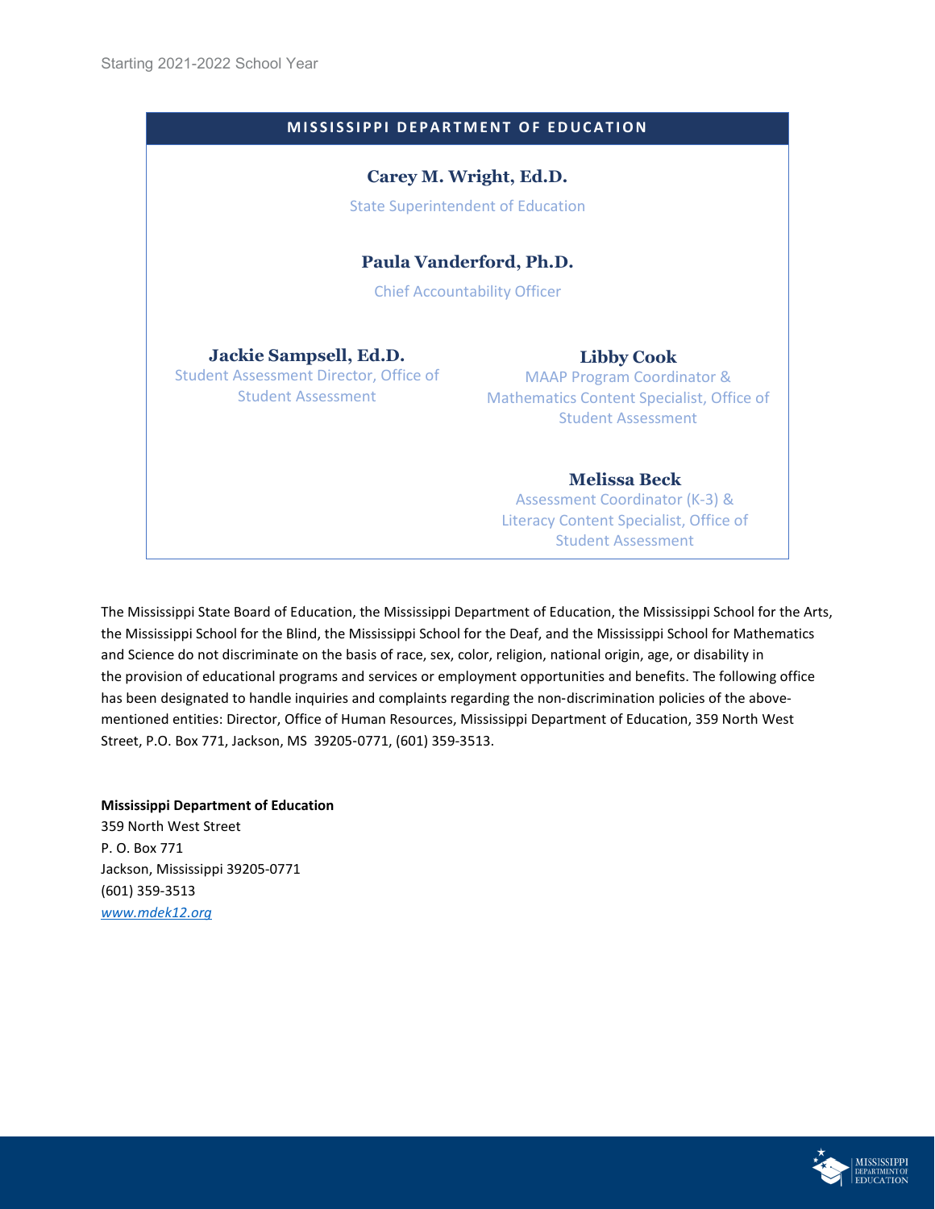Starting 2021-2022 School Year

## MISSISSIPPI DEPARTMENT OF EDUCATION

**Carey M. Wright, Ed.D.**
State Superintendent of Education

**Paula Vanderford, Ph.D.**
Chief Accountability Officer

**Jackie Sampsell, Ed.D.**
Student Assessment Director, Office of Student Assessment

**Libby Cook**
MAAP Program Coordinator & Mathematics Content Specialist, Office of Student Assessment

**Melissa Beck**
Assessment Coordinator (K-3) & Literacy Content Specialist, Office of Student Assessment

The Mississippi State Board of Education, the Mississippi Department of Education, the Mississippi School for the Arts, the Mississippi School for the Blind, the Mississippi School for the Deaf, and the Mississippi School for Mathematics and Science do not discriminate on the basis of race, sex, color, religion, national origin, age, or disability in the provision of educational programs and services or employment opportunities and benefits. The following office has been designated to handle inquiries and complaints regarding the non-discrimination policies of the above-mentioned entities: Director, Office of Human Resources, Mississippi Department of Education, 359 North West Street, P.O. Box 771, Jackson, MS 39205-0771, (601) 359-3513.

**Mississippi Department of Education**
359 North West Street
P. O. Box 771
Jackson, Mississippi 39205-0771
(601) 359-3513
*www.mdek12.org*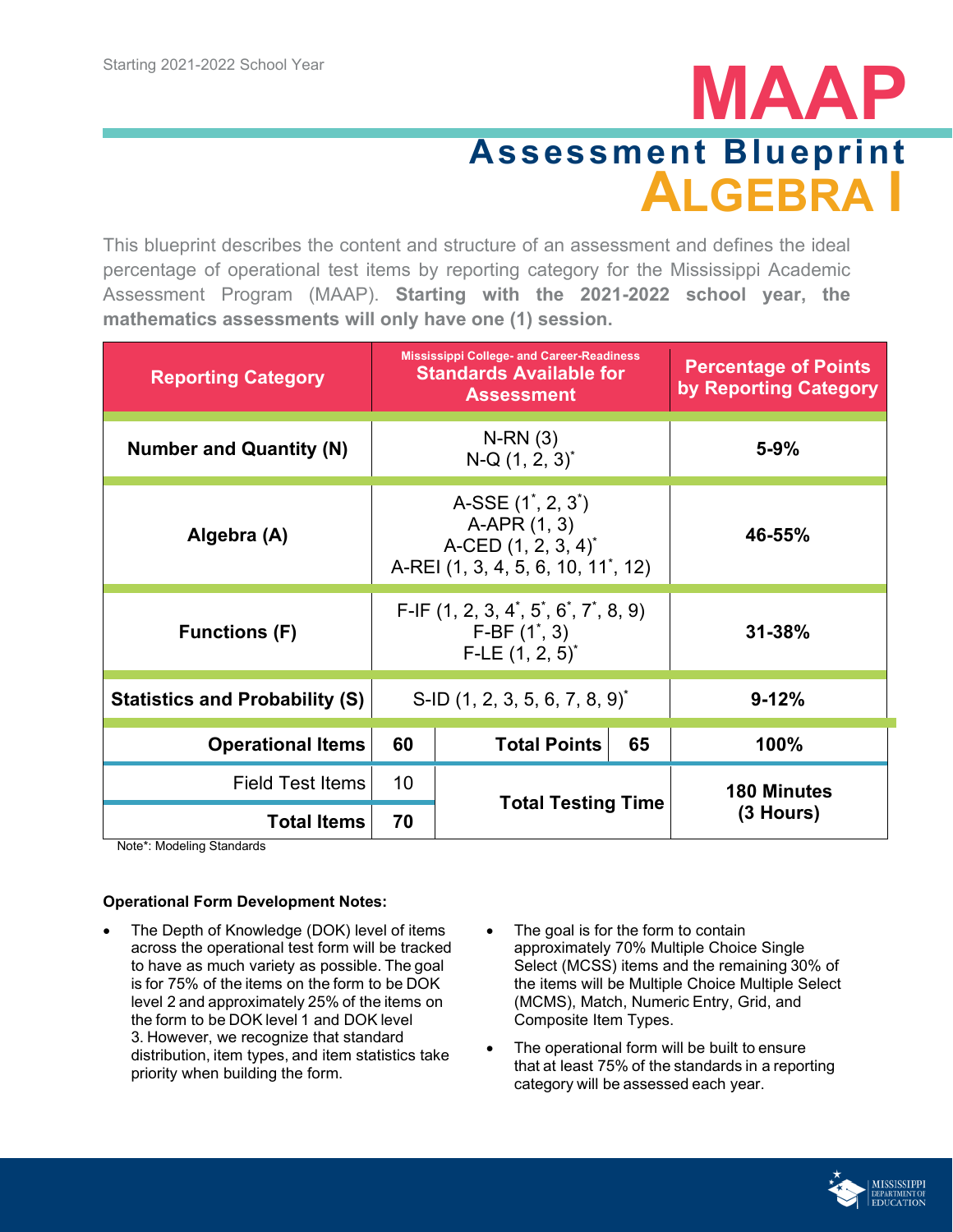Starting 2021-2022 School Year

# MAAP

## Assessment Blueprint

## ALGEBRA I

This blueprint describes the content and structure of an assessment and defines the ideal percentage of operational test items by reporting category for the Mississippi Academic Assessment Program (MAAP). **Starting with the 2021-2022 school year, the mathematics assessments will only have one (1) session.**

| Reporting Category | Mississippi College- and Career-Readiness Standards Available for Assessment | | | Percentage of Points by Reporting Category |
|---|---|---|---|---|
| **Number and Quantity (N)** | N-RN (3)<br>N-Q (1, 2, 3)* | | | **5-9%** |
| **Algebra (A)** | A-SSE (1*, 2, 3*)<br>A-APR (1, 3)<br>A-CED (1, 2, 3, 4)*<br>A-REI (1, 3, 4, 5, 6, 10, 11*, 12) | | | **46-55%** |
| **Functions (F)** | F-IF (1, 2, 3, 4*, 5*, 6*, 7*, 8, 9)<br>F-BF (1*, 3)<br>F-LE (1, 2, 5)* | | | **31-38%** |
| **Statistics and Probability (S)** | S-ID (1, 2, 3, 5, 6, 7, 8, 9)* | | | **9-12%** |
| **Operational Items** | **60** | **Total Points** | **65** | **100%** |
| Field Test Items | 10 | **Total Testing Time** | | **180 Minutes (3 Hours)** |
| **Total Items** | **70** | | | |

Note*: Modeling Standards

**Operational Form Development Notes:**

- The Depth of Knowledge (DOK) level of items across the operational test form will be tracked to have as much variety as possible. The goal is for 75% of the items on the form to be DOK level 2 and approximately 25% of the items on the form to be DOK level 1 and DOK level 3. However, we recognize that standard distribution, item types, and item statistics take priority when building the form.
- The goal is for the form to contain approximately 70% Multiple Choice Single Select (MCSS) items and the remaining 30% of the items will be Multiple Choice Multiple Select (MCMS), Match, Numeric Entry, Grid, and Composite Item Types.
- The operational form will be built to ensure that at least 75% of the standards in a reporting category will be assessed each year.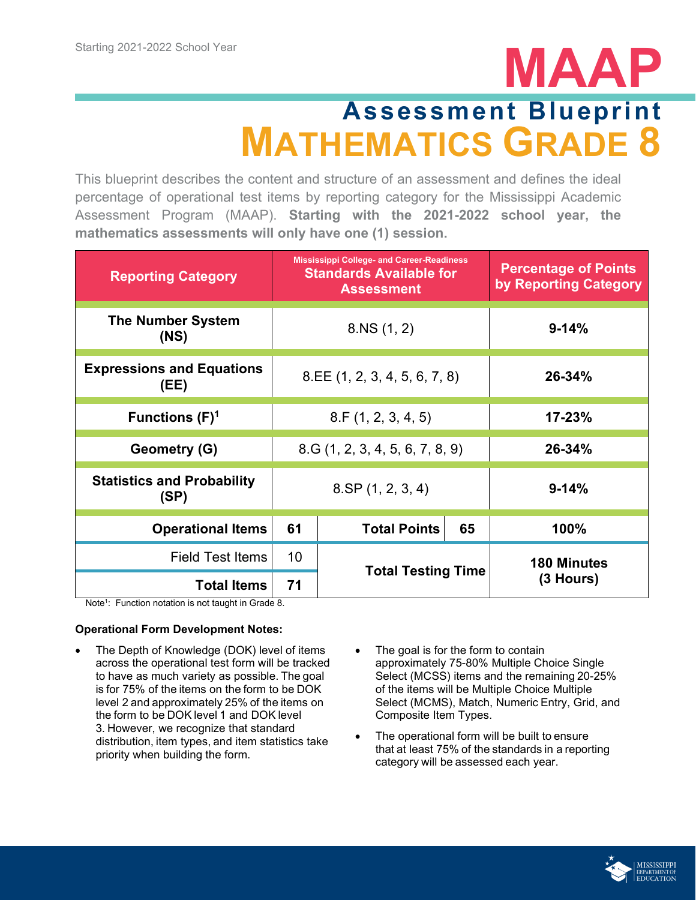Starting 2021-2022 School Year

# MAAP

## Assessment Blueprint

# MATHEMATICS GRADE 8

This blueprint describes the content and structure of an assessment and defines the ideal percentage of operational test items by reporting category for the Mississippi Academic Assessment Program (MAAP). **Starting with the 2021-2022 school year, the mathematics assessments will only have one (1) session.**

| Reporting Category | Mississippi College- and Career-Readiness Standards Available for Assessment | | | Percentage of Points by Reporting Category |
|---|---|---|---|---|
| **The Number System (NS)** | 8.NS (1, 2) | | | **9-14%** |
| **Expressions and Equations (EE)** | 8.EE (1, 2, 3, 4, 5, 6, 7, 8) | | | **26-34%** |
| **Functions (F)[1]** | 8.F (1, 2, 3, 4, 5) | | | **17-23%** |
| **Geometry (G)** | 8.G (1, 2, 3, 4, 5, 6, 7, 8, 9) | | | **26-34%** |
| **Statistics and Probability (SP)** | 8.SP (1, 2, 3, 4) | | | **9-14%** |
| **Operational Items** | **61** | **Total Points** | **65** | **100%** |
| Field Test Items | 10 | **Total Testing Time** | | **180 Minutes (3 Hours)** |
| **Total Items** | **71** | | | |

Note[1]: Function notation is not taught in Grade 8.

**Operational Form Development Notes:**

- The Depth of Knowledge (DOK) level of items across the operational test form will be tracked to have as much variety as possible. The goal is for 75% of the items on the form to be DOK level 2 and approximately 25% of the items on the form to be DOK level 1 and DOK level 3. However, we recognize that standard distribution, item types, and item statistics take priority when building the form.
- The goal is for the form to contain approximately 75-80% Multiple Choice Single Select (MCSS) items and the remaining 20-25% of the items will be Multiple Choice Multiple Select (MCMS), Match, Numeric Entry, Grid, and Composite Item Types.
- The operational form will be built to ensure that at least 75% of the standards in a reporting category will be assessed each year.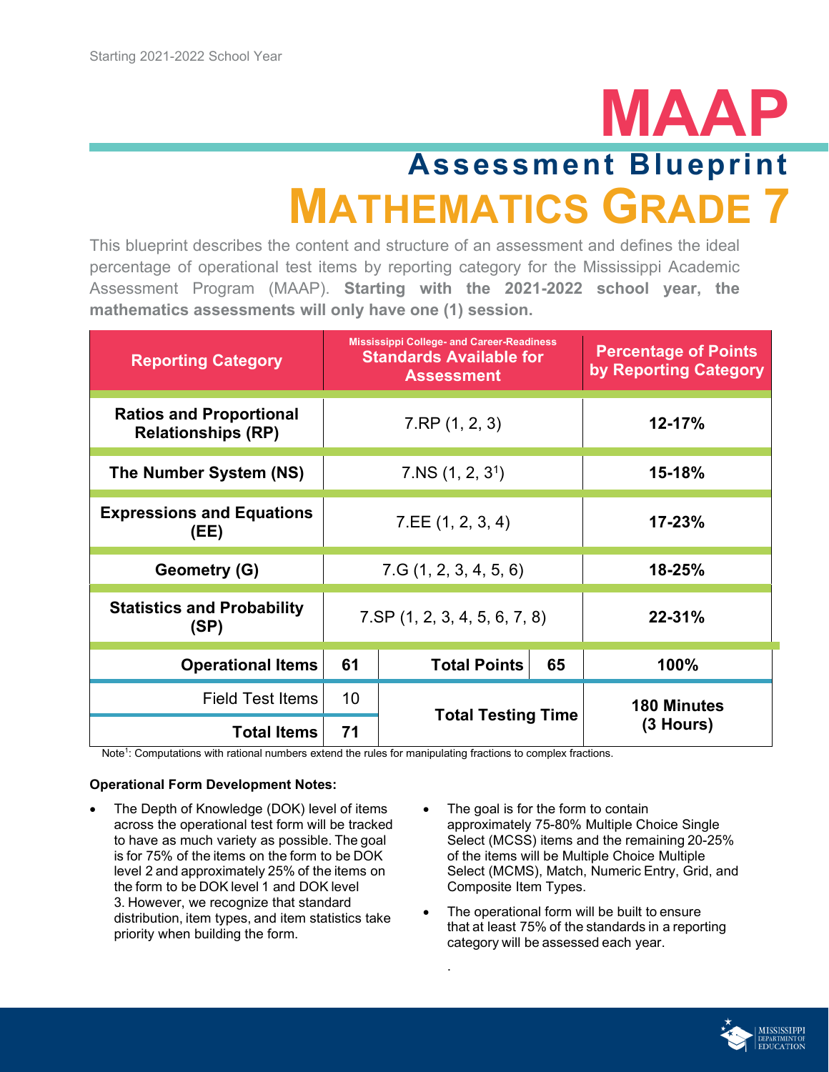Starting 2021-2022 School Year

# MAAP

## Assessment Blueprint

# MATHEMATICS GRADE 7

This blueprint describes the content and structure of an assessment and defines the ideal percentage of operational test items by reporting category for the Mississippi Academic Assessment Program (MAAP). **Starting with the 2021-2022 school year, the mathematics assessments will only have one (1) session.**

| Reporting Category | Mississippi College- and Career-Readiness Standards Available for Assessment | | | Percentage of Points by Reporting Category |
|---|---|---|---|---|
| Ratios and Proportional Relationships (RP) | 7.RP (1, 2, 3) | | | 12-17% |
| The Number System (NS) | 7.NS (1, 2, 3[1]) | | | 15-18% |
| Expressions and Equations (EE) | 7.EE (1, 2, 3, 4) | | | 17-23% |
| Geometry (G) | 7.G (1, 2, 3, 4, 5, 6) | | | 18-25% |
| Statistics and Probability (SP) | 7.SP (1, 2, 3, 4, 5, 6, 7, 8) | | | 22-31% |
| **Operational Items** | **61** | **Total Points** | **65** | **100%** |
| Field Test Items | 10 | **Total Testing Time** | | **180 Minutes (3 Hours)** |
| **Total Items** | **71** | | | |

Note[1]: Computations with rational numbers extend the rules for manipulating fractions to complex fractions.

**Operational Form Development Notes:**

- The Depth of Knowledge (DOK) level of items across the operational test form will be tracked to have as much variety as possible. The goal is for 75% of the items on the form to be DOK level 2 and approximately 25% of the items on the form to be DOK level 1 and DOK level 3. However, we recognize that standard distribution, item types, and item statistics take priority when building the form.
- The goal is for the form to contain approximately 75-80% Multiple Choice Single Select (MCSS) items and the remaining 20-25% of the items will be Multiple Choice Multiple Select (MCMS), Match, Numeric Entry, Grid, and Composite Item Types.
- The operational form will be built to ensure that at least 75% of the standards in a reporting category will be assessed each year.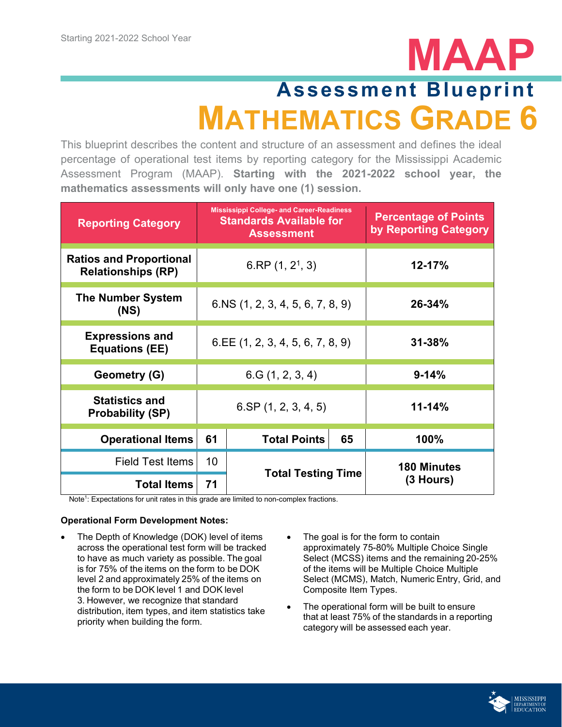Starting 2021-2022 School Year

# MAAP

## Assessment Blueprint

# MATHEMATICS GRADE 6

This blueprint describes the content and structure of an assessment and defines the ideal percentage of operational test items by reporting category for the Mississippi Academic Assessment Program (MAAP). **Starting with the 2021-2022 school year, the mathematics assessments will only have one (1) session.**

| Reporting Category | Mississippi College- and Career-Readiness Standards Available for Assessment | | | Percentage of Points by Reporting Category |
|---|---|---|---|---|
| **Ratios and Proportional Relationships (RP)** | 6.RP (1, 2[1], 3) | | | **12-17%** |
| **The Number System (NS)** | 6.NS (1, 2, 3, 4, 5, 6, 7, 8, 9) | | | **26-34%** |
| **Expressions and Equations (EE)** | 6.EE (1, 2, 3, 4, 5, 6, 7, 8, 9) | | | **31-38%** |
| **Geometry (G)** | 6.G (1, 2, 3, 4) | | | **9-14%** |
| **Statistics and Probability (SP)** | 6.SP (1, 2, 3, 4, 5) | | | **11-14%** |
| **Operational Items** | **61** | **Total Points** | **65** | **100%** |
| Field Test Items | 10 | **Total Testing Time** | | **180 Minutes (3 Hours)** |
| **Total Items** | **71** | | | |

Note[1]: Expectations for unit rates in this grade are limited to non-complex fractions.

**Operational Form Development Notes:**

- The Depth of Knowledge (DOK) level of items across the operational test form will be tracked to have as much variety as possible. The goal is for 75% of the items on the form to be DOK level 2 and approximately 25% of the items on the form to be DOK level 1 and DOK level 3. However, we recognize that standard distribution, item types, and item statistics take priority when building the form.
- The goal is for the form to contain approximately 75-80% Multiple Choice Single Select (MCSS) items and the remaining 20-25% of the items will be Multiple Choice Multiple Select (MCMS), Match, Numeric Entry, Grid, and Composite Item Types.
- The operational form will be built to ensure that at least 75% of the standards in a reporting category will be assessed each year.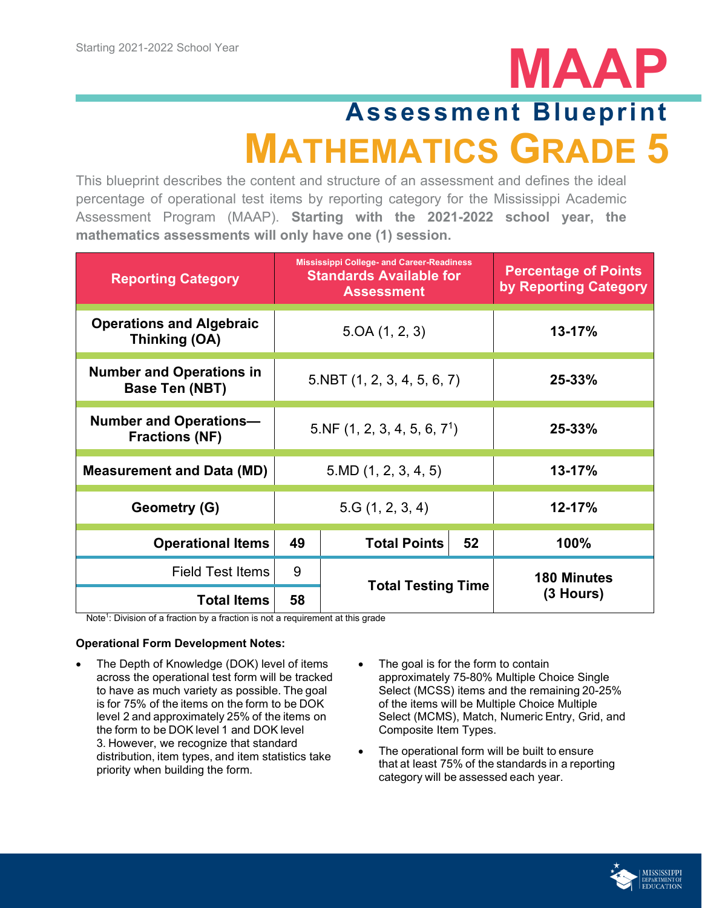Starting 2021-2022 School Year

# MAAP

## Assessment Blueprint

# MATHEMATICS GRADE 5

This blueprint describes the content and structure of an assessment and defines the ideal percentage of operational test items by reporting category for the Mississippi Academic Assessment Program (MAAP). **Starting with the 2021-2022 school year, the mathematics assessments will only have one (1) session.**

| Reporting Category | Mississippi College- and Career-Readiness Standards Available for Assessment | | | Percentage of Points by Reporting Category |
|---|---|---|---|---|
| **Operations and Algebraic Thinking (OA)** | 5.OA (1, 2, 3) | | | **13-17%** |
| **Number and Operations in Base Ten (NBT)** | 5.NBT (1, 2, 3, 4, 5, 6, 7) | | | **25-33%** |
| **Number and Operations—Fractions (NF)** | 5.NF (1, 2, 3, 4, 5, 6, 7[1]) | | | **25-33%** |
| **Measurement and Data (MD)** | 5.MD (1, 2, 3, 4, 5) | | | **13-17%** |
| **Geometry (G)** | 5.G (1, 2, 3, 4) | | | **12-17%** |
| **Operational Items** | **49** | **Total Points** | **52** | **100%** |
| Field Test Items | 9 | **Total Testing Time** | | **180 Minutes (3 Hours)** |
| **Total Items** | **58** | | | |

Note[1]: Division of a fraction by a fraction is not a requirement at this grade

**Operational Form Development Notes:**

- The Depth of Knowledge (DOK) level of items across the operational test form will be tracked to have as much variety as possible. The goal is for 75% of the items on the form to be DOK level 2 and approximately 25% of the items on the form to be DOK level 1 and DOK level 3. However, we recognize that standard distribution, item types, and item statistics take priority when building the form.
- The goal is for the form to contain approximately 75-80% Multiple Choice Single Select (MCSS) items and the remaining 20-25% of the items will be Multiple Choice Multiple Select (MCMS), Match, Numeric Entry, Grid, and Composite Item Types.
- The operational form will be built to ensure that at least 75% of the standards in a reporting category will be assessed each year.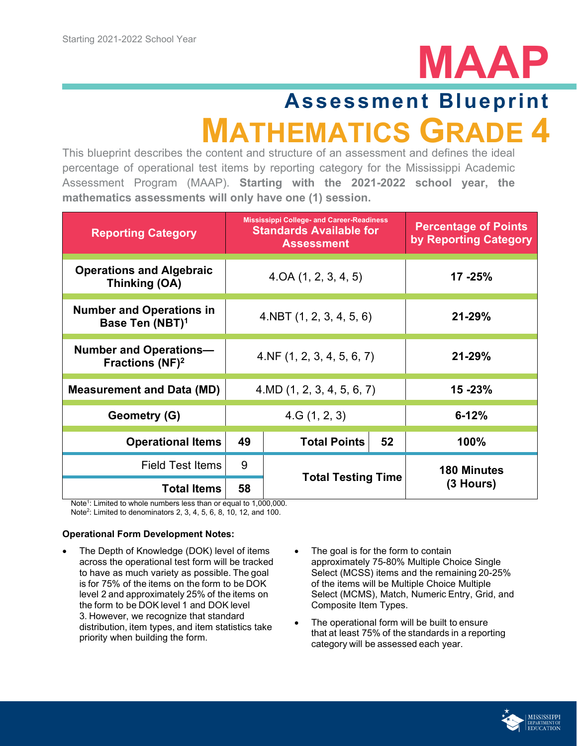Starting 2021-2022 School Year

# MAAP

## Assessment Blueprint

# MATHEMATICS GRADE 4

This blueprint describes the content and structure of an assessment and defines the ideal percentage of operational test items by reporting category for the Mississippi Academic Assessment Program (MAAP). **Starting with the 2021-2022 school year, the mathematics assessments will only have one (1) session.**

| Reporting Category | Mississippi College- and Career-Readiness Standards Available for Assessment | | | Percentage of Points by Reporting Category |
|---|---|---|---|---|
| **Operations and Algebraic Thinking (OA)** | 4.OA (1, 2, 3, 4, 5) | | | **17 -25%** |
| **Number and Operations in Base Ten (NBT)[1]** | 4.NBT (1, 2, 3, 4, 5, 6) | | | **21-29%** |
| **Number and Operations—Fractions (NF)[2]** | 4.NF (1, 2, 3, 4, 5, 6, 7) | | | **21-29%** |
| **Measurement and Data (MD)** | 4.MD (1, 2, 3, 4, 5, 6, 7) | | | **15 -23%** |
| **Geometry (G)** | 4.G (1, 2, 3) | | | **6-12%** |
| **Operational Items** | **49** | **Total Points** | **52** | **100%** |
| Field Test Items | 9 | **Total Testing Time** | | **180 Minutes (3 Hours)** |
| **Total Items** | **58** | | | |

Note[1]: Limited to whole numbers less than or equal to 1,000,000.
Note[2]: Limited to denominators 2, 3, 4, 5, 6, 8, 10, 12, and 100.

**Operational Form Development Notes:**

- The Depth of Knowledge (DOK) level of items across the operational test form will be tracked to have as much variety as possible. The goal is for 75% of the items on the form to be DOK level 2 and approximately 25% of the items on the form to be DOK level 1 and DOK level 3. However, we recognize that standard distribution, item types, and item statistics take priority when building the form.
- The goal is for the form to contain approximately 75-80% Multiple Choice Single Select (MCSS) items and the remaining 20-25% of the items will be Multiple Choice Multiple Select (MCMS), Match, Numeric Entry, Grid, and Composite Item Types.
- The operational form will be built to ensure that at least 75% of the standards in a reporting category will be assessed each year.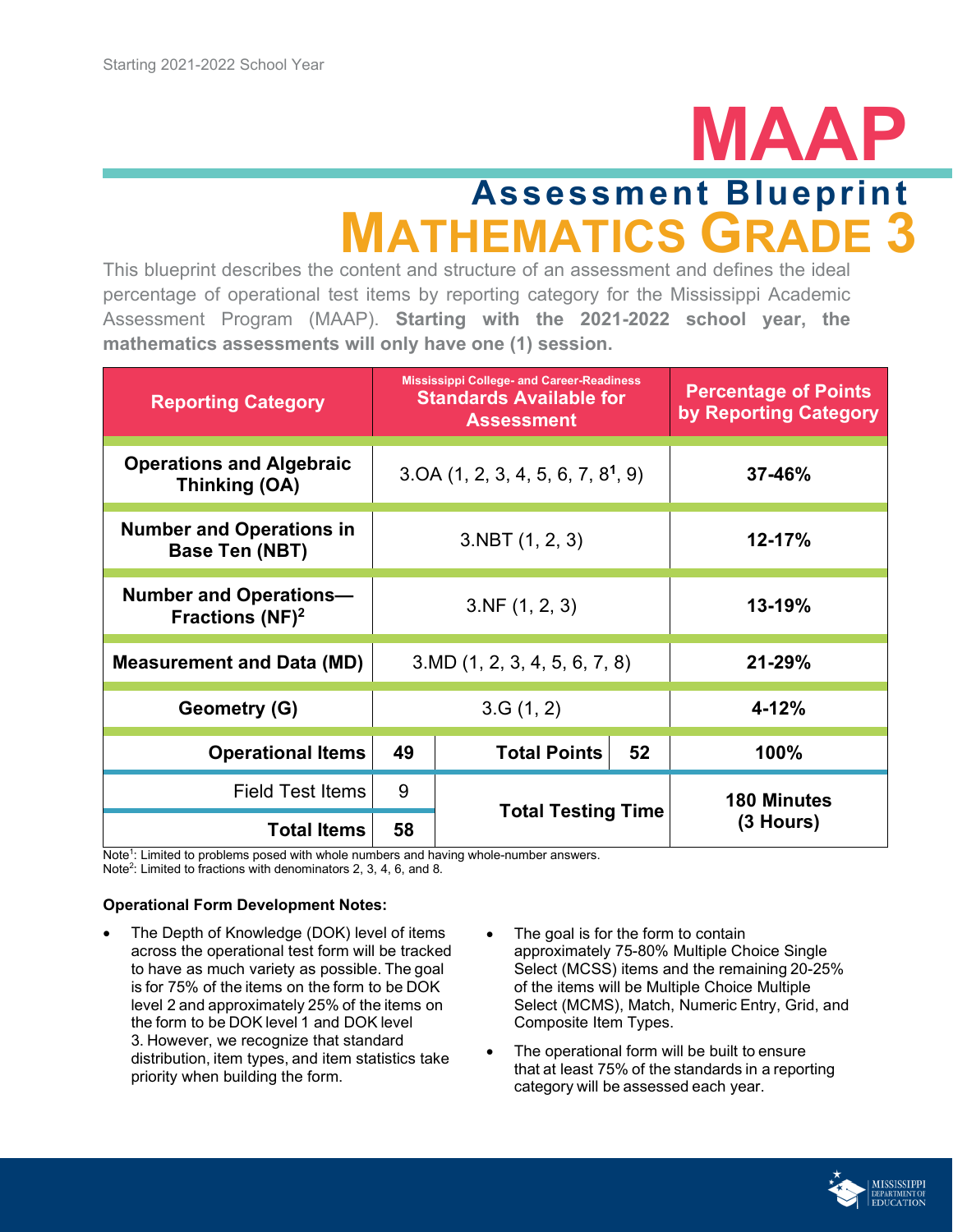Starting 2021-2022 School Year

# MAAP

## Assessment Blueprint

# MATHEMATICS GRADE 3

This blueprint describes the content and structure of an assessment and defines the ideal percentage of operational test items by reporting category for the Mississippi Academic Assessment Program (MAAP). **Starting with the 2021-2022 school year, the mathematics assessments will only have one (1) session.**

| Reporting Category | Mississippi College- and Career-Readiness Standards Available for Assessment | | | Percentage of Points by Reporting Category |
|---|---|---|---|---|
| **Operations and Algebraic Thinking (OA)** | 3.OA (1, 2, 3, 4, 5, 6, 7, 8[1], 9) | | | **37-46%** |
| **Number and Operations in Base Ten (NBT)** | 3.NBT (1, 2, 3) | | | **12-17%** |
| **Number and Operations—Fractions (NF)[2]** | 3.NF (1, 2, 3) | | | **13-19%** |
| **Measurement and Data (MD)** | 3.MD (1, 2, 3, 4, 5, 6, 7, 8) | | | **21-29%** |
| **Geometry (G)** | 3.G (1, 2) | | | **4-12%** |
| **Operational Items** | **49** | **Total Points** | **52** | **100%** |
| Field Test Items | 9 | **Total Testing Time** | | **180 Minutes (3 Hours)** |
| **Total Items** | **58** | | | |

Note[1]: Limited to problems posed with whole numbers and having whole-number answers.
Note[2]: Limited to fractions with denominators 2, 3, 4, 6, and 8.

**Operational Form Development Notes:**

- The Depth of Knowledge (DOK) level of items across the operational test form will be tracked to have as much variety as possible. The goal is for 75% of the items on the form to be DOK level 2 and approximately 25% of the items on the form to be DOK level 1 and DOK level 3. However, we recognize that standard distribution, item types, and item statistics take priority when building the form.
- The goal is for the form to contain approximately 75-80% Multiple Choice Single Select (MCSS) items and the remaining 20-25% of the items will be Multiple Choice Multiple Select (MCMS), Match, Numeric Entry, Grid, and Composite Item Types.
- The operational form will be built to ensure that at least 75% of the standards in a reporting category will be assessed each year.